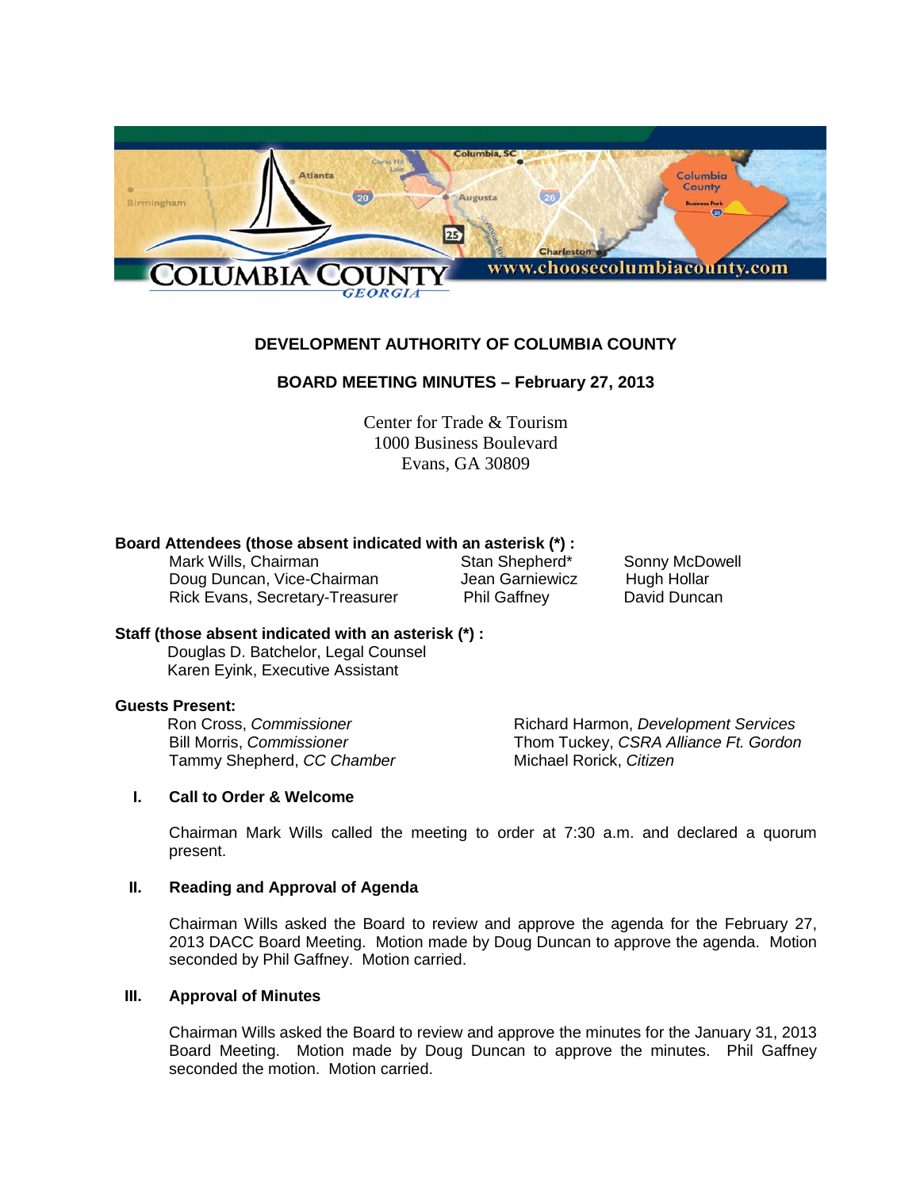## DEVELOPMENT AUTHORITY OF COLUMBIA COUNTY

### BOARD MEETING MINUTES – February 27, 2013

Center for Trade & Tourism
1000 Business Boulevard
Evans, GA 30809

**Board Attendees (those absent indicated with an asterisk (*) :**

| | | |
|---|---|---|
| Mark Wills, Chairman | Stan Shepherd* | Sonny McDowell |
| Doug Duncan, Vice-Chairman | Jean Garniewicz | Hugh Hollar |
| Rick Evans, Secretary-Treasurer | Phil Gaffney | David Duncan |

**Staff (those absent indicated with an asterisk (*) :**

Douglas D. Batchelor, Legal Counsel
Karen Eyink, Executive Assistant

**Guests Present:**

| | |
|---|---|
| Ron Cross, *Commissioner* | Richard Harmon, *Development Services* |
| Bill Morris, *Commissioner* | Thom Tuckey, *CSRA Alliance Ft. Gordon* |
| Tammy Shepherd, *CC Chamber* | Michael Rorick, *Citizen* |

**I. Call to Order & Welcome**

Chairman Mark Wills called the meeting to order at 7:30 a.m. and declared a quorum present.

**II. Reading and Approval of Agenda**

Chairman Wills asked the Board to review and approve the agenda for the February 27, 2013 DACC Board Meeting. Motion made by Doug Duncan to approve the agenda. Motion seconded by Phil Gaffney. Motion carried.

**III. Approval of Minutes**

Chairman Wills asked the Board to review and approve the minutes for the January 31, 2013 Board Meeting. Motion made by Doug Duncan to approve the minutes. Phil Gaffney seconded the motion. Motion carried.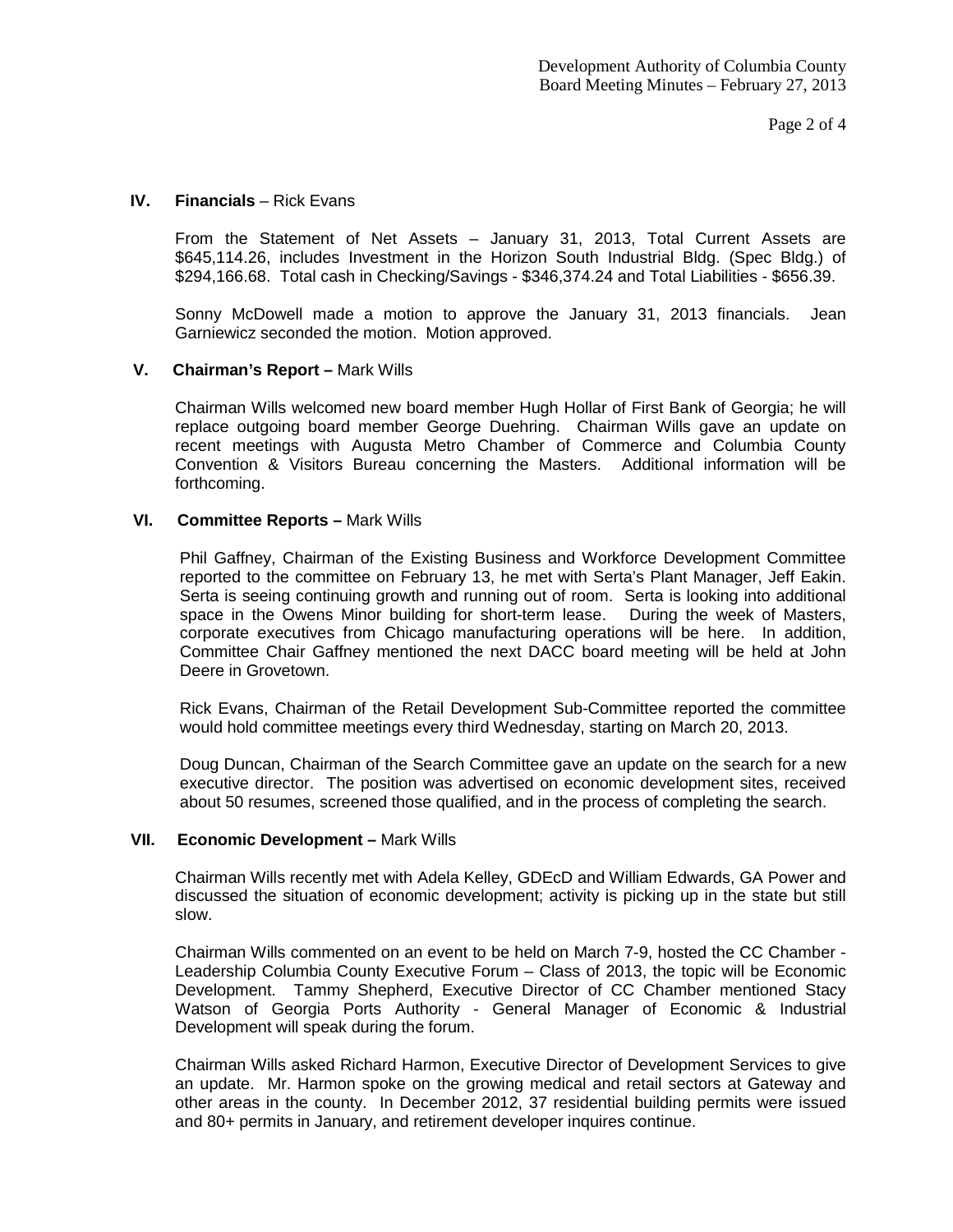## IV. Financials – Rick Evans

From the Statement of Net Assets – January 31, 2013, Total Current Assets are $645,114.26, includes Investment in the Horizon South Industrial Bldg. (Spec Bldg.) of $294,166.68. Total cash in Checking/Savings - $346,374.24 and Total Liabilities - $656.39.

Sonny McDowell made a motion to approve the January 31, 2013 financials. Jean Garniewicz seconded the motion. Motion approved.

## V. Chairman's Report – Mark Wills

Chairman Wills welcomed new board member Hugh Hollar of First Bank of Georgia; he will replace outgoing board member George Duehring. Chairman Wills gave an update on recent meetings with Augusta Metro Chamber of Commerce and Columbia County Convention & Visitors Bureau concerning the Masters. Additional information will be forthcoming.

## VI. Committee Reports – Mark Wills

Phil Gaffney, Chairman of the Existing Business and Workforce Development Committee reported to the committee on February 13, he met with Serta's Plant Manager, Jeff Eakin. Serta is seeing continuing growth and running out of room. Serta is looking into additional space in the Owens Minor building for short-term lease. During the week of Masters, corporate executives from Chicago manufacturing operations will be here. In addition, Committee Chair Gaffney mentioned the next DACC board meeting will be held at John Deere in Grovetown.

Rick Evans, Chairman of the Retail Development Sub-Committee reported the committee would hold committee meetings every third Wednesday, starting on March 20, 2013.

Doug Duncan, Chairman of the Search Committee gave an update on the search for a new executive director. The position was advertised on economic development sites, received about 50 resumes, screened those qualified, and in the process of completing the search.

## VII. Economic Development – Mark Wills

Chairman Wills recently met with Adela Kelley, GDEcD and William Edwards, GA Power and discussed the situation of economic development; activity is picking up in the state but still slow.

Chairman Wills commented on an event to be held on March 7-9, hosted the CC Chamber - Leadership Columbia County Executive Forum – Class of 2013, the topic will be Economic Development. Tammy Shepherd, Executive Director of CC Chamber mentioned Stacy Watson of Georgia Ports Authority - General Manager of Economic & Industrial Development will speak during the forum.

Chairman Wills asked Richard Harmon, Executive Director of Development Services to give an update. Mr. Harmon spoke on the growing medical and retail sectors at Gateway and other areas in the county. In December 2012, 37 residential building permits were issued and 80+ permits in January, and retirement developer inquires continue.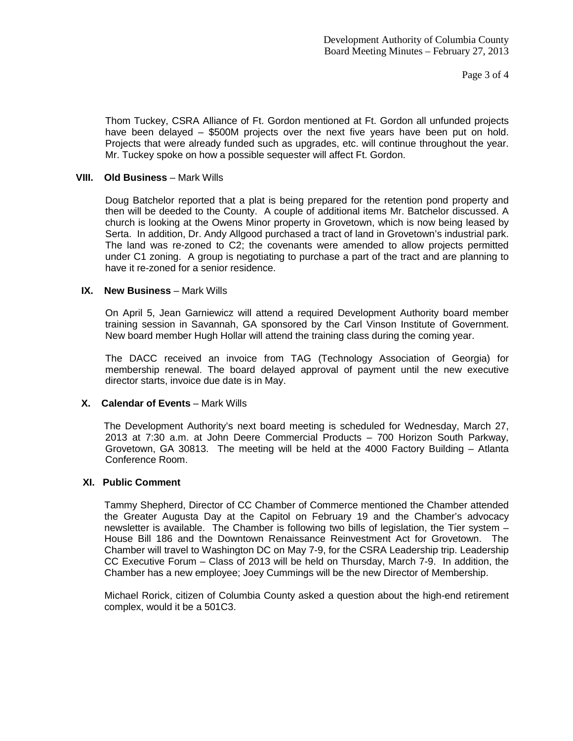Thom Tuckey, CSRA Alliance of Ft. Gordon mentioned at Ft. Gordon all unfunded projects have been delayed – $500M projects over the next five years have been put on hold. Projects that were already funded such as upgrades, etc. will continue throughout the year. Mr. Tuckey spoke on how a possible sequester will affect Ft. Gordon.

## VIII. Old Business – Mark Wills

Doug Batchelor reported that a plat is being prepared for the retention pond property and then will be deeded to the County. A couple of additional items Mr. Batchelor discussed. A church is looking at the Owens Minor property in Grovetown, which is now being leased by Serta. In addition, Dr. Andy Allgood purchased a tract of land in Grovetown's industrial park. The land was re-zoned to C2; the covenants were amended to allow projects permitted under C1 zoning. A group is negotiating to purchase a part of the tract and are planning to have it re-zoned for a senior residence.

## IX. New Business – Mark Wills

On April 5, Jean Garniewicz will attend a required Development Authority board member training session in Savannah, GA sponsored by the Carl Vinson Institute of Government. New board member Hugh Hollar will attend the training class during the coming year.

The DACC received an invoice from TAG (Technology Association of Georgia) for membership renewal. The board delayed approval of payment until the new executive director starts, invoice due date is in May.

## X. Calendar of Events – Mark Wills

The Development Authority's next board meeting is scheduled for Wednesday, March 27, 2013 at 7:30 a.m. at John Deere Commercial Products – 700 Horizon South Parkway, Grovetown, GA 30813. The meeting will be held at the 4000 Factory Building – Atlanta Conference Room.

## XI. Public Comment

Tammy Shepherd, Director of CC Chamber of Commerce mentioned the Chamber attended the Greater Augusta Day at the Capitol on February 19 and the Chamber's advocacy newsletter is available. The Chamber is following two bills of legislation, the Tier system – House Bill 186 and the Downtown Renaissance Reinvestment Act for Grovetown. The Chamber will travel to Washington DC on May 7-9, for the CSRA Leadership trip. Leadership CC Executive Forum – Class of 2013 will be held on Thursday, March 7-9. In addition, the Chamber has a new employee; Joey Cummings will be the new Director of Membership.

Michael Rorick, citizen of Columbia County asked a question about the high-end retirement complex, would it be a 501C3.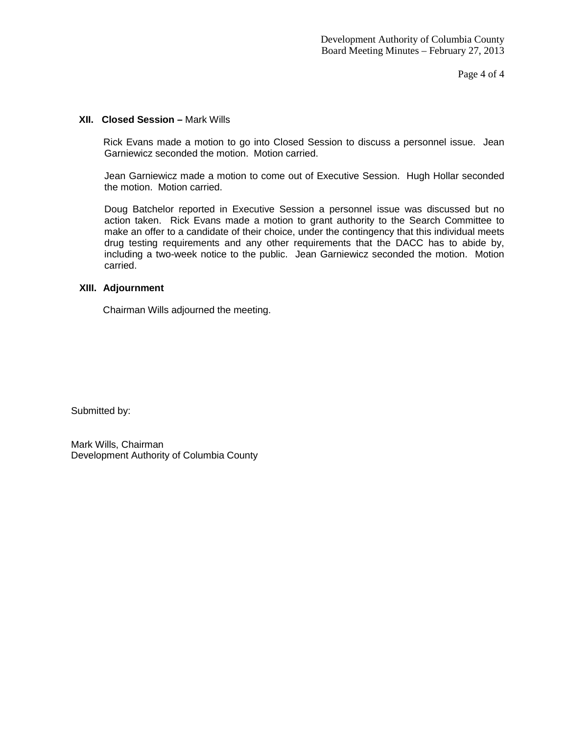## XII. Closed Session – Mark Wills

Rick Evans made a motion to go into Closed Session to discuss a personnel issue. Jean Garniewicz seconded the motion. Motion carried.

Jean Garniewicz made a motion to come out of Executive Session. Hugh Hollar seconded the motion. Motion carried.

Doug Batchelor reported in Executive Session a personnel issue was discussed but no action taken. Rick Evans made a motion to grant authority to the Search Committee to make an offer to a candidate of their choice, under the contingency that this individual meets drug testing requirements and any other requirements that the DACC has to abide by, including a two-week notice to the public. Jean Garniewicz seconded the motion. Motion carried.

## XIII. Adjournment

Chairman Wills adjourned the meeting.

Submitted by:

Mark Wills, Chairman
Development Authority of Columbia County